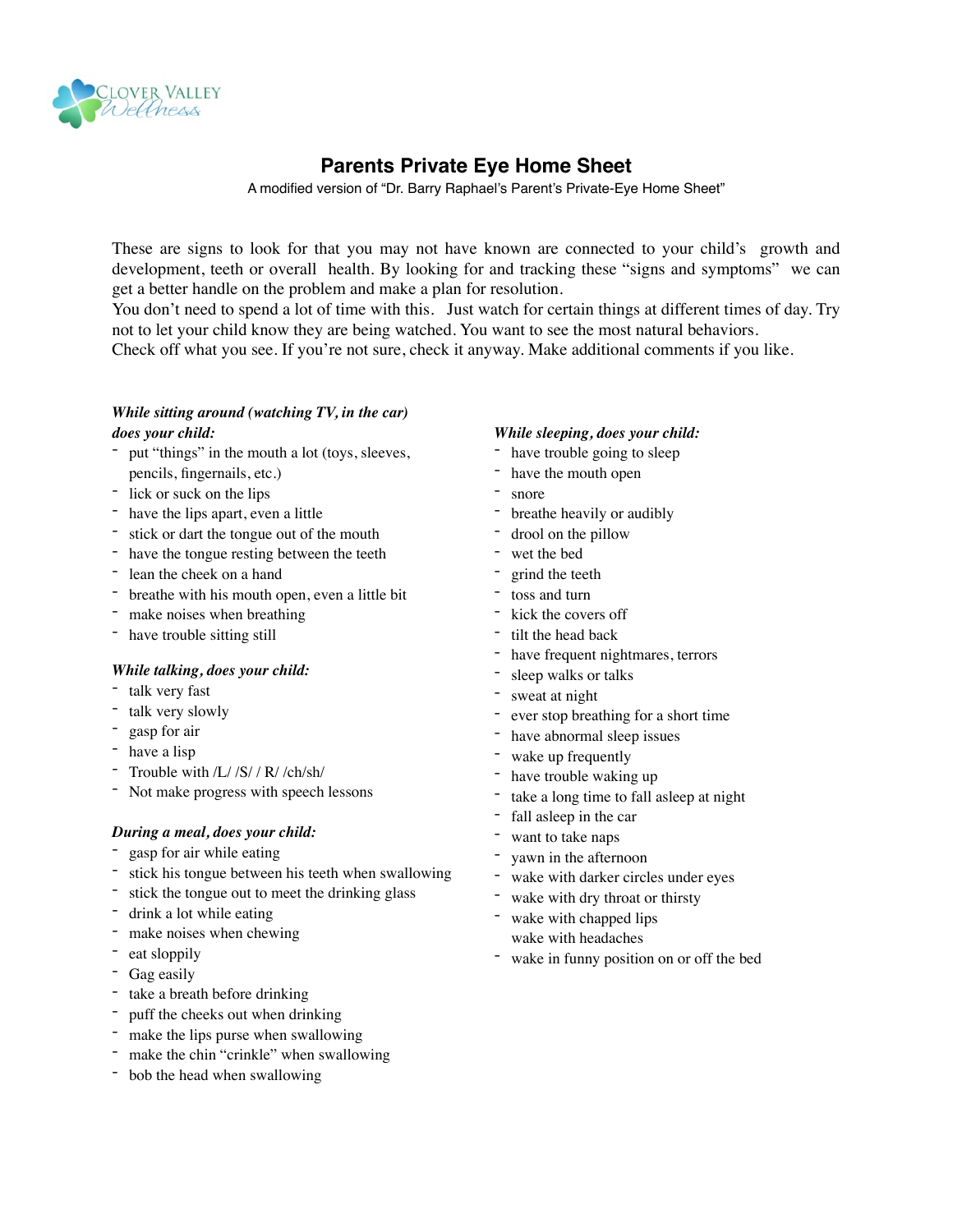Clover Valley Wellness

# Parents Private Eye Home Sheet

A modified version of "Dr. Barry Raphael's Parent's Private-Eye Home Sheet"

These are signs to look for that you may not have known are connected to your child's growth and development, teeth or overall health. By looking for and tracking these "signs and symptoms" we can get a better handle on the problem and make a plan for resolution.
You don't need to spend a lot of time with this. Just watch for certain things at different times of day. Try not to let your child know they are being watched. You want to see the most natural behaviors.
Check off what you see. If you're not sure, check it anyway. Make additional comments if you like.

***While sitting around (watching TV, in the car) does your child:***

- put "things" in the mouth a lot (toys, sleeves, pencils, fingernails, etc.)
- lick or suck on the lips
- have the lips apart, even a little
- stick or dart the tongue out of the mouth
- have the tongue resting between the teeth
- lean the cheek on a hand
- breathe with his mouth open, even a little bit
- make noises when breathing
- have trouble sitting still

***While talking, does your child:***

- talk very fast
- talk very slowly
- gasp for air
- have a lisp
- Trouble with /L/ /S/ / R/ /ch/sh/
- Not make progress with speech lessons

***During a meal, does your child:***

- gasp for air while eating
- stick his tongue between his teeth when swallowing
- stick the tongue out to meet the drinking glass
- drink a lot while eating
- make noises when chewing
- eat sloppily
- Gag easily
- take a breath before drinking
- puff the cheeks out when drinking
- make the lips purse when swallowing
- make the chin "crinkle" when swallowing
- bob the head when swallowing

***While sleeping, does your child:***

- have trouble going to sleep
- have the mouth open
- snore
- breathe heavily or audibly
- drool on the pillow
- wet the bed
- grind the teeth
- toss and turn
- kick the covers off
- tilt the head back
- have frequent nightmares, terrors
- sleep walks or talks
- sweat at night
- ever stop breathing for a short time
- have abnormal sleep issues
- wake up frequently
- have trouble waking up
- take a long time to fall asleep at night
- fall asleep in the car
- want to take naps
- yawn in the afternoon
- wake with darker circles under eyes
- wake with dry throat or thirsty
- wake with chapped lips
  wake with headaches
- wake in funny position on or off the bed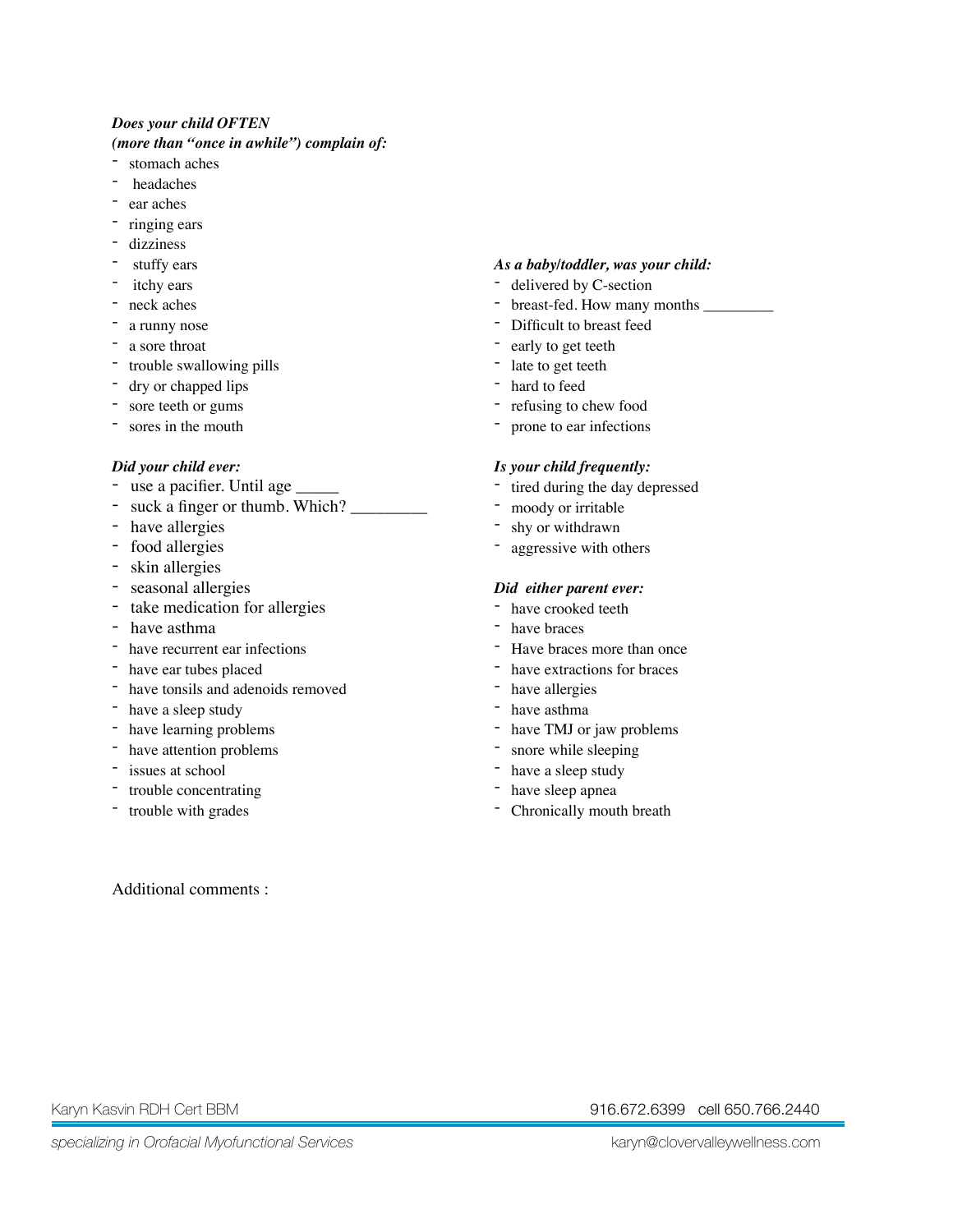***Does your child OFTEN (more than "once in awhile") complain of:***

- stomach aches
- headaches
- ear aches
- ringing ears
- dizziness
- stuffy ears
- itchy ears
- neck aches
- a runny nose
- a sore throat
- trouble swallowing pills
- dry or chapped lips
- sore teeth or gums
- sores in the mouth

***Did your child ever:***

- use a pacifier. Until age _____
- suck a finger or thumb. Which? _________
- have allergies
- food allergies
- skin allergies
- seasonal allergies
- take medication for allergies
- have asthma
- have recurrent ear infections
- have ear tubes placed
- have tonsils and adenoids removed
- have a sleep study
- have learning problems
- have attention problems
- issues at school
- trouble concentrating
- trouble with grades

***As a baby/toddler, was your child:***

- delivered by C-section
- breast-fed. How many months _________
- Difficult to breast feed
- early to get teeth
- late to get teeth
- hard to feed
- refusing to chew food
- prone to ear infections

***Is your child frequently:***

- tired during the day depressed
- moody or irritable
- shy or withdrawn
- aggressive with others

***Did either parent ever:***

- have crooked teeth
- have braces
- Have braces more than once
- have extractions for braces
- have allergies
- have asthma
- have TMJ or jaw problems
- snore while sleeping
- have a sleep study
- have sleep apnea
- Chronically mouth breath

Additional comments :